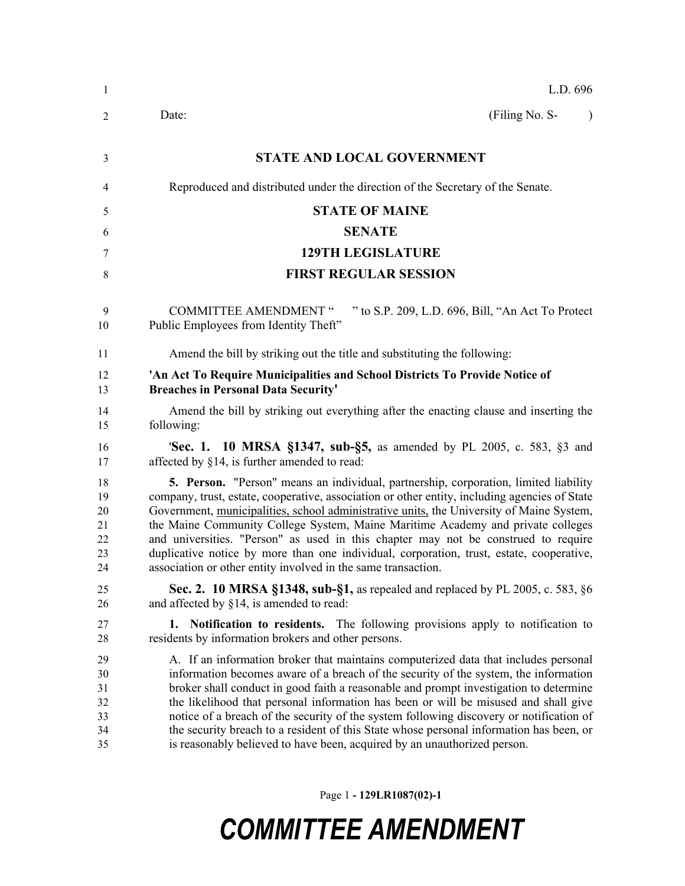L.D. 696

Date: (Filing No. S- )

# STATE AND LOCAL GOVERNMENT

Reproduced and distributed under the direction of the Secretary of the Senate.

## STATE OF MAINE

## SENATE

## 129TH LEGISLATURE

## FIRST REGULAR SESSION

COMMITTEE AMENDMENT " " to S.P. 209, L.D. 696, Bill, "An Act To Protect Public Employees from Identity Theft"

Amend the bill by striking out the title and substituting the following:

**'An Act To Require Municipalities and School Districts To Provide Notice of Breaches in Personal Data Security'**

Amend the bill by striking out everything after the enacting clause and inserting the following:

'**Sec. 1. 10 MRSA §1347, sub-§5,** as amended by PL 2005, c. 583, §3 and affected by §14, is further amended to read:

**5. Person.** "Person" means an individual, partnership, corporation, limited liability company, trust, estate, cooperative, association or other entity, including agencies of State Government, <u>municipalities, school administrative units,</u> the University of Maine System, the Maine Community College System, Maine Maritime Academy and private colleges and universities. "Person" as used in this chapter may not be construed to require duplicative notice by more than one individual, corporation, trust, estate, cooperative, association or other entity involved in the same transaction.

**Sec. 2. 10 MRSA §1348, sub-§1,** as repealed and replaced by PL 2005, c. 583, §6 and affected by §14, is amended to read:

**1. Notification to residents.** The following provisions apply to notification to residents by information brokers and other persons.

A. If an information broker that maintains computerized data that includes personal information becomes aware of a breach of the security of the system, the information broker shall conduct in good faith a reasonable and prompt investigation to determine the likelihood that personal information has been or will be misused and shall give notice of a breach of the security of the system following discovery or notification of the security breach to a resident of this State whose personal information has been, or is reasonably believed to have been, acquired by an unauthorized person.

Page 1 - 129LR1087(02)-1

# COMMITTEE AMENDMENT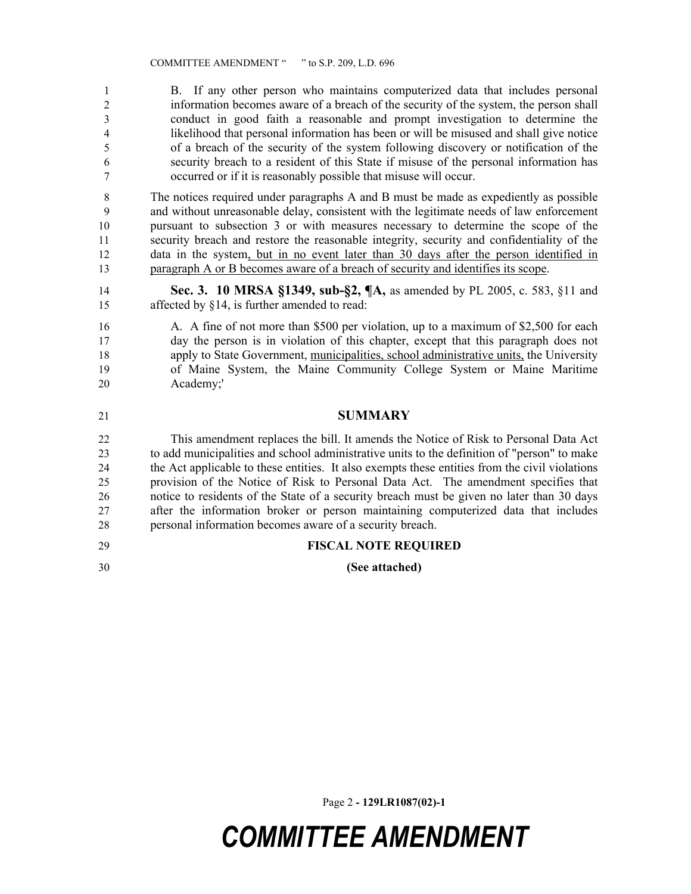B. If any other person who maintains computerized data that includes personal information becomes aware of a breach of the security of the system, the person shall conduct in good faith a reasonable and prompt investigation to determine the likelihood that personal information has been or will be misused and shall give notice of a breach of the security of the system following discovery or notification of the security breach to a resident of this State if misuse of the personal information has occurred or if it is reasonably possible that misuse will occur.

The notices required under paragraphs A and B must be made as expediently as possible and without unreasonable delay, consistent with the legitimate needs of law enforcement pursuant to subsection 3 or with measures necessary to determine the scope of the security breach and restore the reasonable integrity, security and confidentiality of the data in the system, but in no event later than 30 days after the person identified in paragraph A or B becomes aware of a breach of security and identifies its scope.

**Sec. 3. 10 MRSA §1349, sub-§2, ¶A,** as amended by PL 2005, c. 583, §11 and affected by §14, is further amended to read:

A. A fine of not more than $500 per violation, up to a maximum of $2,500 for each day the person is in violation of this chapter, except that this paragraph does not apply to State Government, municipalities, school administrative units, the University of Maine System, the Maine Community College System or Maine Maritime Academy;'

## SUMMARY

This amendment replaces the bill. It amends the Notice of Risk to Personal Data Act to add municipalities and school administrative units to the definition of "person" to make the Act applicable to these entities. It also exempts these entities from the civil violations provision of the Notice of Risk to Personal Data Act. The amendment specifies that notice to residents of the State of a security breach must be given no later than 30 days after the information broker or person maintaining computerized data that includes personal information becomes aware of a security breach.

**FISCAL NOTE REQUIRED**

**(See attached)**

# COMMITTEE AMENDMENT